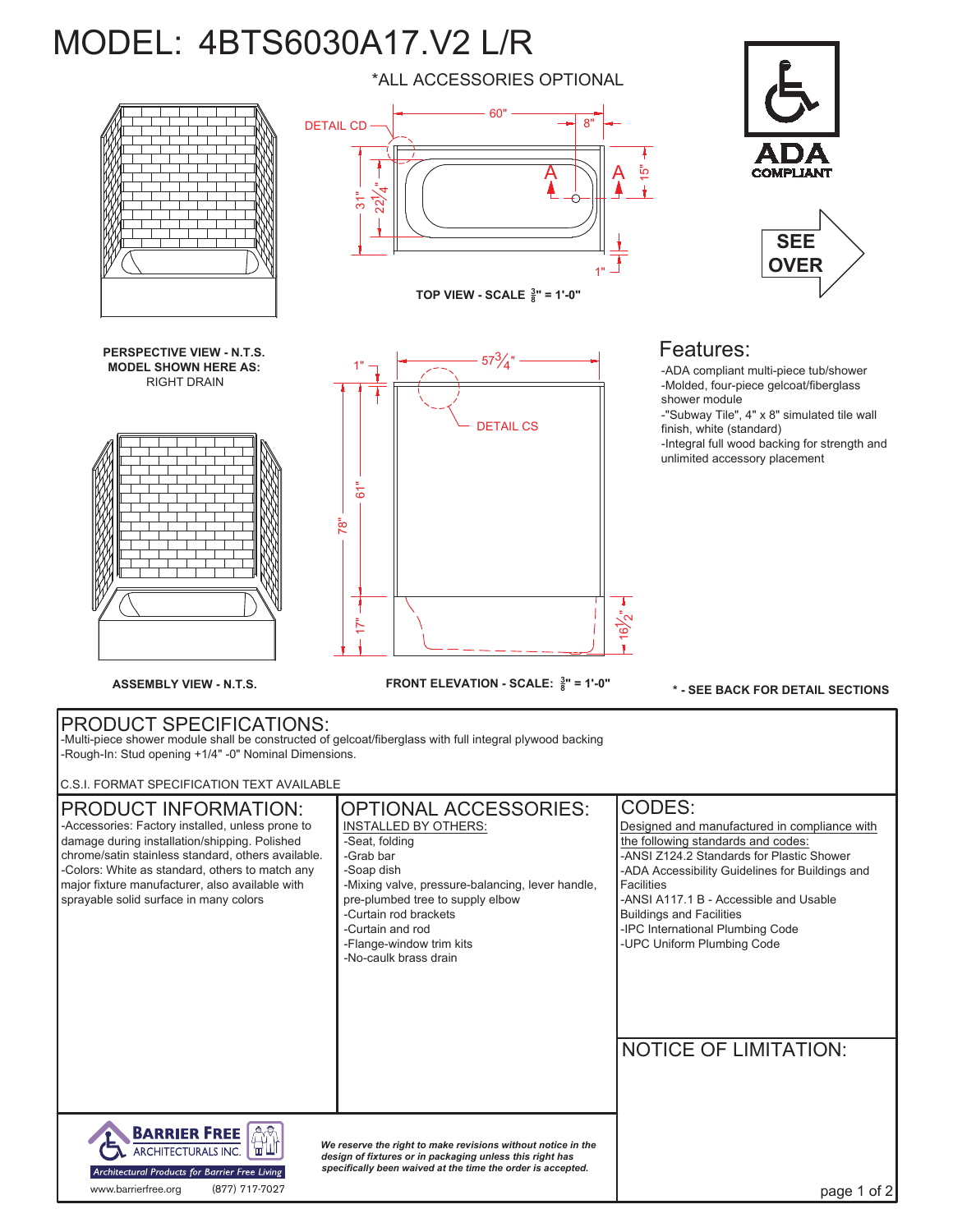# MODEL: 4BTS6030A17.V2 L/R

*ALL ACCESSORIES OPTIONAL

DETAIL CD

60"

8"

31"

22 1/4"

15"

1"

A A

TOP VIEW - SCALE 3/8" = 1'-0"

ADA COMPLIANT

SEE OVER

PERSPECTIVE VIEW - N.T.S.
MODEL SHOWN HERE AS:
RIGHT DRAIN

1"

57 3/4"

DETAIL CS

61"

78"

17"

16 1/2"

ASSEMBLY VIEW - N.T.S.

FRONT ELEVATION - SCALE: 3/8" = 1'-0"

## Features:

- -ADA compliant multi-piece tub/shower
- -Molded, four-piece gelcoat/fiberglass shower module
- -"Subway Tile", 4" x 8" simulated tile wall finish, white (standard)
- -Integral full wood backing for strength and unlimited accessory placement

**\* - SEE BACK FOR DETAIL SECTIONS**

## PRODUCT SPECIFICATIONS:

-Multi-piece shower module shall be constructed of gelcoat/fiberglass with full integral plywood backing
-Rough-In: Stud opening +1/4" -0" Nominal Dimensions.

C.S.I. FORMAT SPECIFICATION TEXT AVAILABLE

## PRODUCT INFORMATION:

-Accessories: Factory installed, unless prone to damage during installation/shipping. Polished chrome/satin stainless standard, others available.
-Colors: White as standard, others to match any major fixture manufacturer, also available with sprayable solid surface in many colors

## OPTIONAL ACCESSORIES:

INSTALLED BY OTHERS:

- -Seat, folding
- -Grab bar
- -Soap dish
- -Mixing valve, pressure-balancing, lever handle, pre-plumbed tree to supply elbow
- -Curtain rod brackets
- -Curtain and rod
- -Flange-window trim kits
- -No-caulk brass drain

## CODES:

Designed and manufactured in compliance with the following standards and codes:

- -ANSI Z124.2 Standards for Plastic Shower
- -ADA Accessibility Guidelines for Buildings and Facilities
- -ANSI A117.1 B - Accessible and Usable Buildings and Facilities
- -IPC International Plumbing Code
- -UPC Uniform Plumbing Code

## NOTICE OF LIMITATION:

BARRIER FREE ARCHITECTURALS INC.
Architectural Products for Barrier Free Living
www.barrierfree.org (877) 717-7027

*We reserve the right to make revisions without notice in the design of fixtures or in packaging unless this right has specifically been waived at the time the order is accepted.*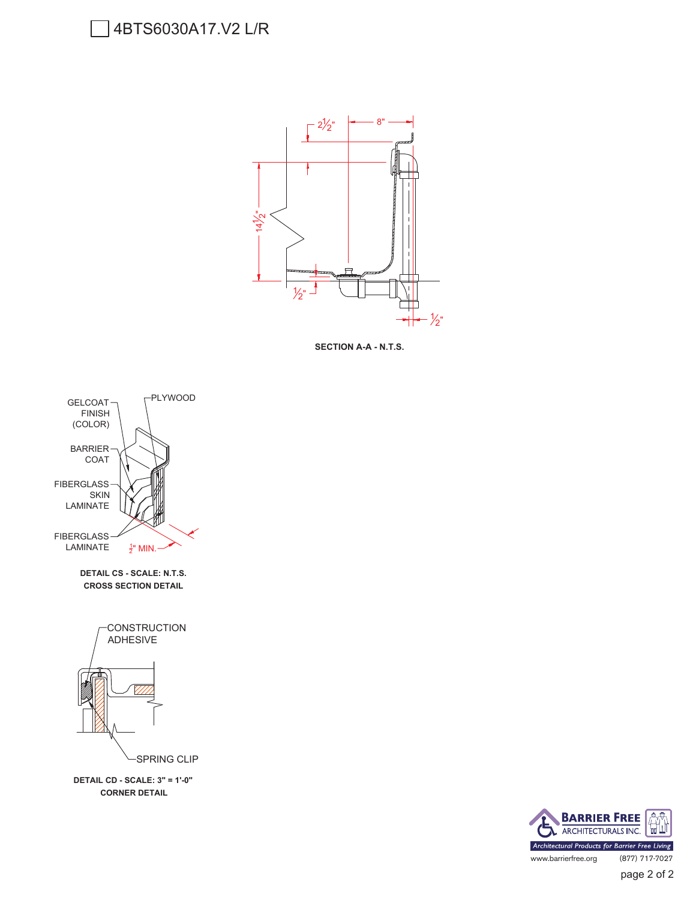☐ 4BTS6030A17.V2 L/R

2½"

8"

14½"

½"

½"

**SECTION A-A - N.T.S.**

GELCOAT FINISH (COLOR)

PLYWOOD

BARRIER COAT

FIBERGLASS SKIN LAMINATE

FIBERGLASS LAMINATE

½" MIN.

**DETAIL CS - SCALE: N.T.S.**
**CROSS SECTION DETAIL**

CONSTRUCTION ADHESIVE

SPRING CLIP

**DETAIL CD - SCALE: 3" = 1'-0"**
**CORNER DETAIL**

BARRIER FREE ARCHITECTURALS INC.
*Architectural Products for Barrier Free Living*
www.barrierfree.org (877) 717-7027